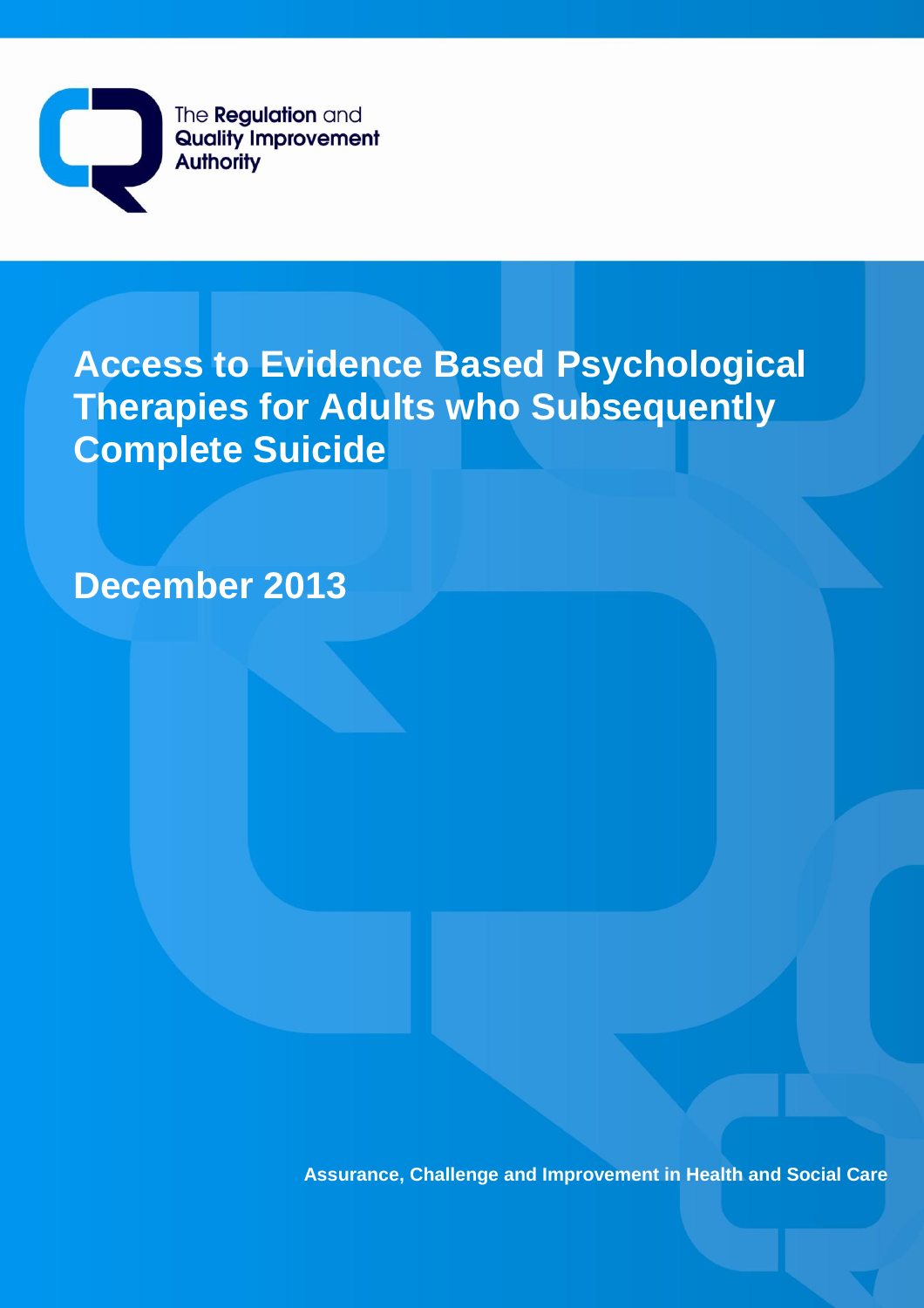The Regulation and Quality Improvement Authority

# Access to Evidence Based Psychological Therapies for Adults who Subsequently Complete Suicide

## December 2013

Assurance, Challenge and Improvement in Health and Social Care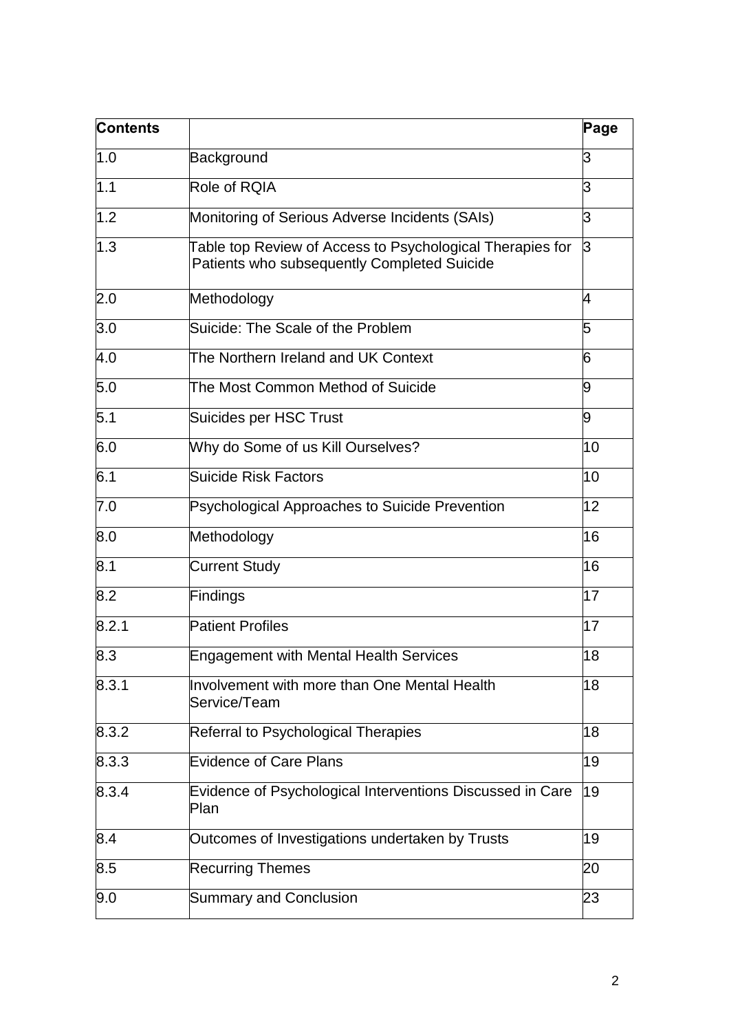| Contents | | Page |
|---|---|---|
| 1.0 | Background | 3 |
| 1.1 | Role of RQIA | 3 |
| 1.2 | Monitoring of Serious Adverse Incidents (SAIs) | 3 |
| 1.3 | Table top Review of Access to Psychological Therapies for Patients who subsequently Completed Suicide | 3 |
| 2.0 | Methodology | 4 |
| 3.0 | Suicide: The Scale of the Problem | 5 |
| 4.0 | The Northern Ireland and UK Context | 6 |
| 5.0 | The Most Common Method of Suicide | 9 |
| 5.1 | Suicides per HSC Trust | 9 |
| 6.0 | Why do Some of us Kill Ourselves? | 10 |
| 6.1 | Suicide Risk Factors | 10 |
| 7.0 | Psychological Approaches to Suicide Prevention | 12 |
| 8.0 | Methodology | 16 |
| 8.1 | Current Study | 16 |
| 8.2 | Findings | 17 |
| 8.2.1 | Patient Profiles | 17 |
| 8.3 | Engagement with Mental Health Services | 18 |
| 8.3.1 | Involvement with more than One Mental Health Service/Team | 18 |
| 8.3.2 | Referral to Psychological Therapies | 18 |
| 8.3.3 | Evidence of Care Plans | 19 |
| 8.3.4 | Evidence of Psychological Interventions Discussed in Care Plan | 19 |
| 8.4 | Outcomes of Investigations undertaken by Trusts | 19 |
| 8.5 | Recurring Themes | 20 |
| 9.0 | Summary and Conclusion | 23 |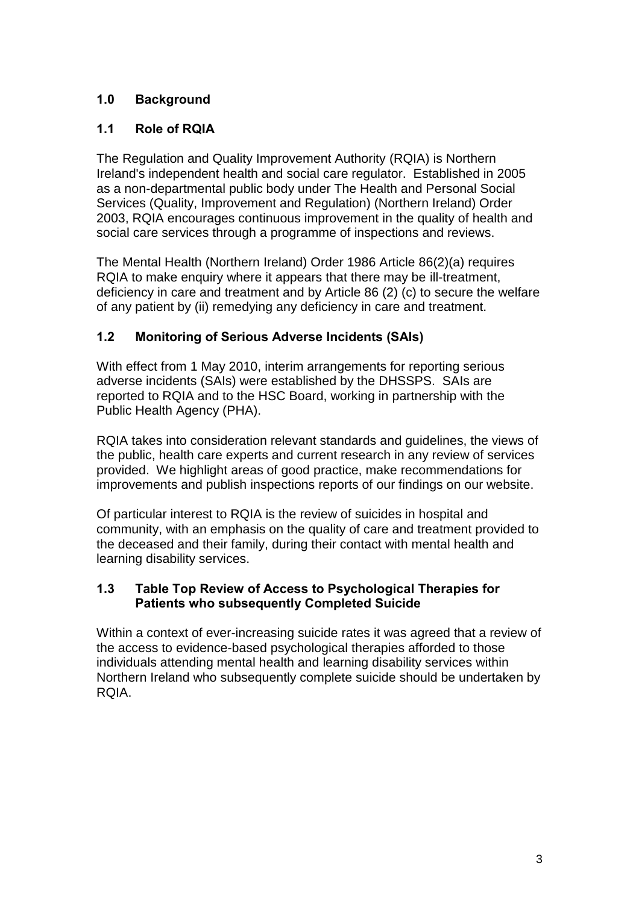## 1.0 Background

### 1.1 Role of RQIA

The Regulation and Quality Improvement Authority (RQIA) is Northern Ireland's independent health and social care regulator. Established in 2005 as a non-departmental public body under The Health and Personal Social Services (Quality, Improvement and Regulation) (Northern Ireland) Order 2003, RQIA encourages continuous improvement in the quality of health and social care services through a programme of inspections and reviews.

The Mental Health (Northern Ireland) Order 1986 Article 86(2)(a) requires RQIA to make enquiry where it appears that there may be ill-treatment, deficiency in care and treatment and by Article 86 (2) (c) to secure the welfare of any patient by (ii) remedying any deficiency in care and treatment.

### 1.2 Monitoring of Serious Adverse Incidents (SAIs)

With effect from 1 May 2010, interim arrangements for reporting serious adverse incidents (SAIs) were established by the DHSSPS. SAIs are reported to RQIA and to the HSC Board, working in partnership with the Public Health Agency (PHA).

RQIA takes into consideration relevant standards and guidelines, the views of the public, health care experts and current research in any review of services provided. We highlight areas of good practice, make recommendations for improvements and publish inspections reports of our findings on our website.

Of particular interest to RQIA is the review of suicides in hospital and community, with an emphasis on the quality of care and treatment provided to the deceased and their family, during their contact with mental health and learning disability services.

### 1.3 Table Top Review of Access to Psychological Therapies for Patients who subsequently Completed Suicide

Within a context of ever-increasing suicide rates it was agreed that a review of the access to evidence-based psychological therapies afforded to those individuals attending mental health and learning disability services within Northern Ireland who subsequently complete suicide should be undertaken by RQIA.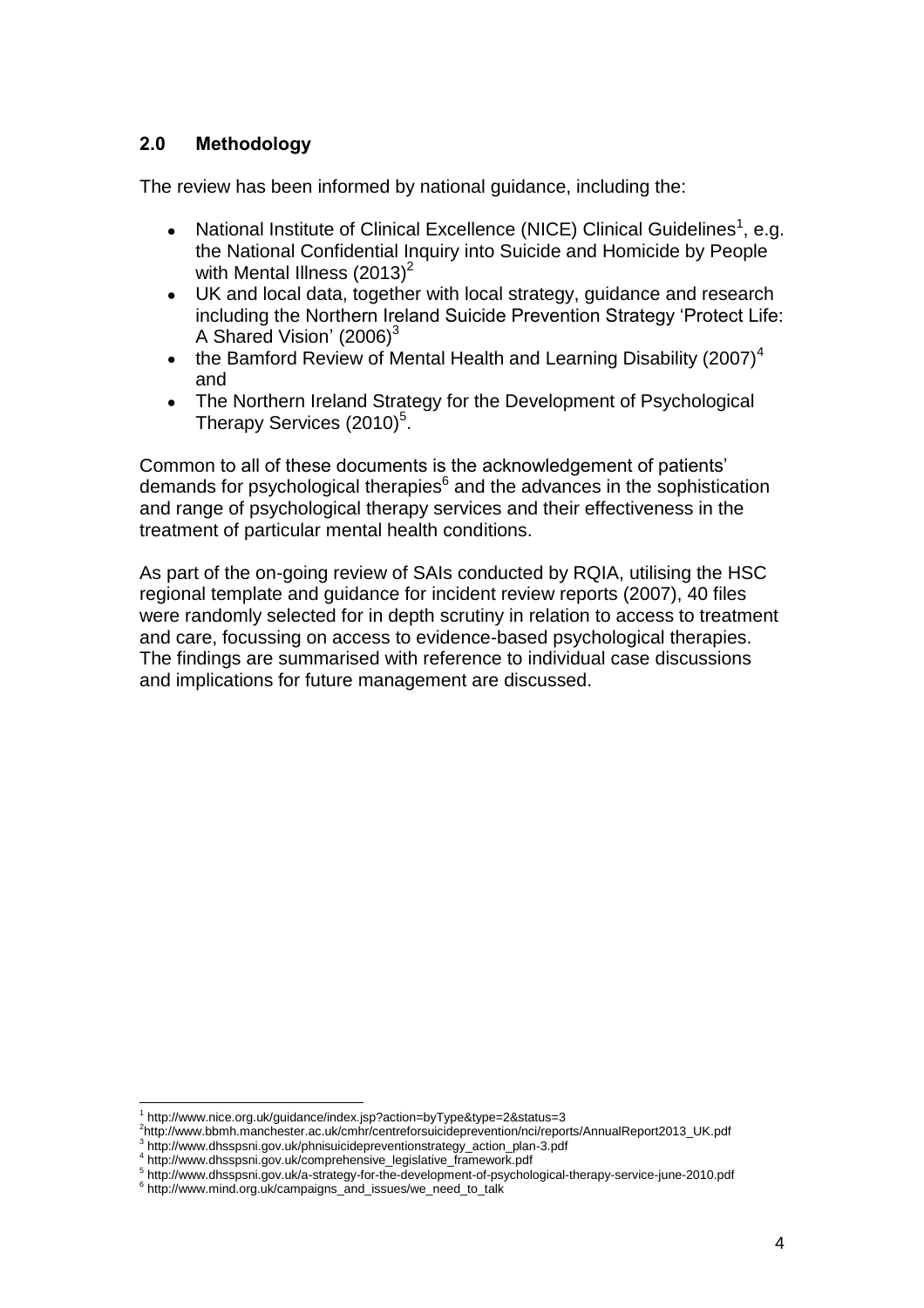## 2.0 Methodology

The review has been informed by national guidance, including the:

- National Institute of Clinical Excellence (NICE) Clinical Guidelines[1], e.g. the National Confidential Inquiry into Suicide and Homicide by People with Mental Illness (2013)[2]
- UK and local data, together with local strategy, guidance and research including the Northern Ireland Suicide Prevention Strategy 'Protect Life: A Shared Vision' (2006)[3]
- the Bamford Review of Mental Health and Learning Disability (2007)[4] and
- The Northern Ireland Strategy for the Development of Psychological Therapy Services (2010)[5].

Common to all of these documents is the acknowledgement of patients' demands for psychological therapies[6] and the advances in the sophistication and range of psychological therapy services and their effectiveness in the treatment of particular mental health conditions.

As part of the on-going review of SAIs conducted by RQIA, utilising the HSC regional template and guidance for incident review reports (2007), 40 files were randomly selected for in depth scrutiny in relation to access to treatment and care, focussing on access to evidence-based psychological therapies. The findings are summarised with reference to individual case discussions and implications for future management are discussed.

---

[1] http://www.nice.org.uk/guidance/index.jsp?action=byType&type=2&status=3

[2] http://www.bbmh.manchester.ac.uk/cmhr/centreforsuicideprevention/nci/reports/AnnualReport2013_UK.pdf

[3] http://www.dhsspsni.gov.uk/phnisuicidepreventionstrategy_action_plan-3.pdf

[4] http://www.dhsspsni.gov.uk/comprehensive_legislative_framework.pdf

[5] http://www.dhsspsni.gov.uk/a-strategy-for-the-development-of-psychological-therapy-service-june-2010.pdf

[6] http://www.mind.org.uk/campaigns_and_issues/we_need_to_talk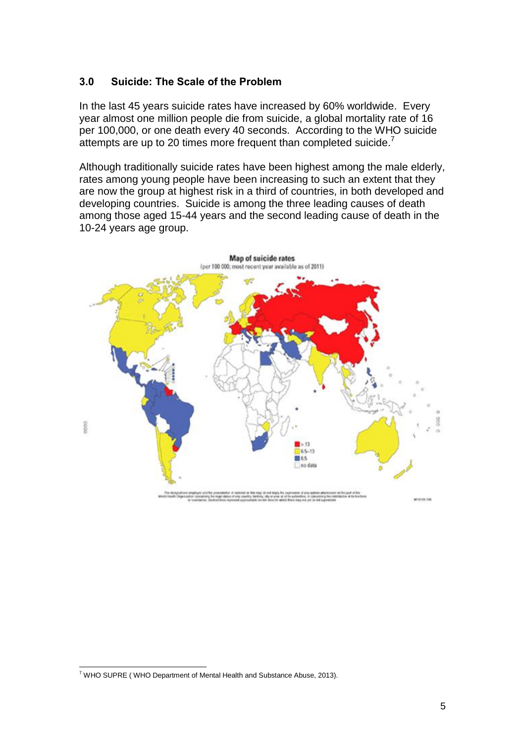## 3.0 Suicide: The Scale of the Problem

In the last 45 years suicide rates have increased by 60% worldwide. Every year almost one million people die from suicide, a global mortality rate of 16 per 100,000, or one death every 40 seconds. According to the WHO suicide attempts are up to 20 times more frequent than completed suicide.[7]

Although traditionally suicide rates have been highest among the male elderly, rates among young people have been increasing to such an extent that they are now the group at highest risk in a third of countries, in both developed and developing countries. Suicide is among the three leading causes of death among those aged 15-44 years and the second leading cause of death in the 10-24 years age group.

Map of suicide rates
(per 100 000; most recent year available as of 2011)

[7] WHO SUPRE ( WHO Department of Mental Health and Substance Abuse, 2013).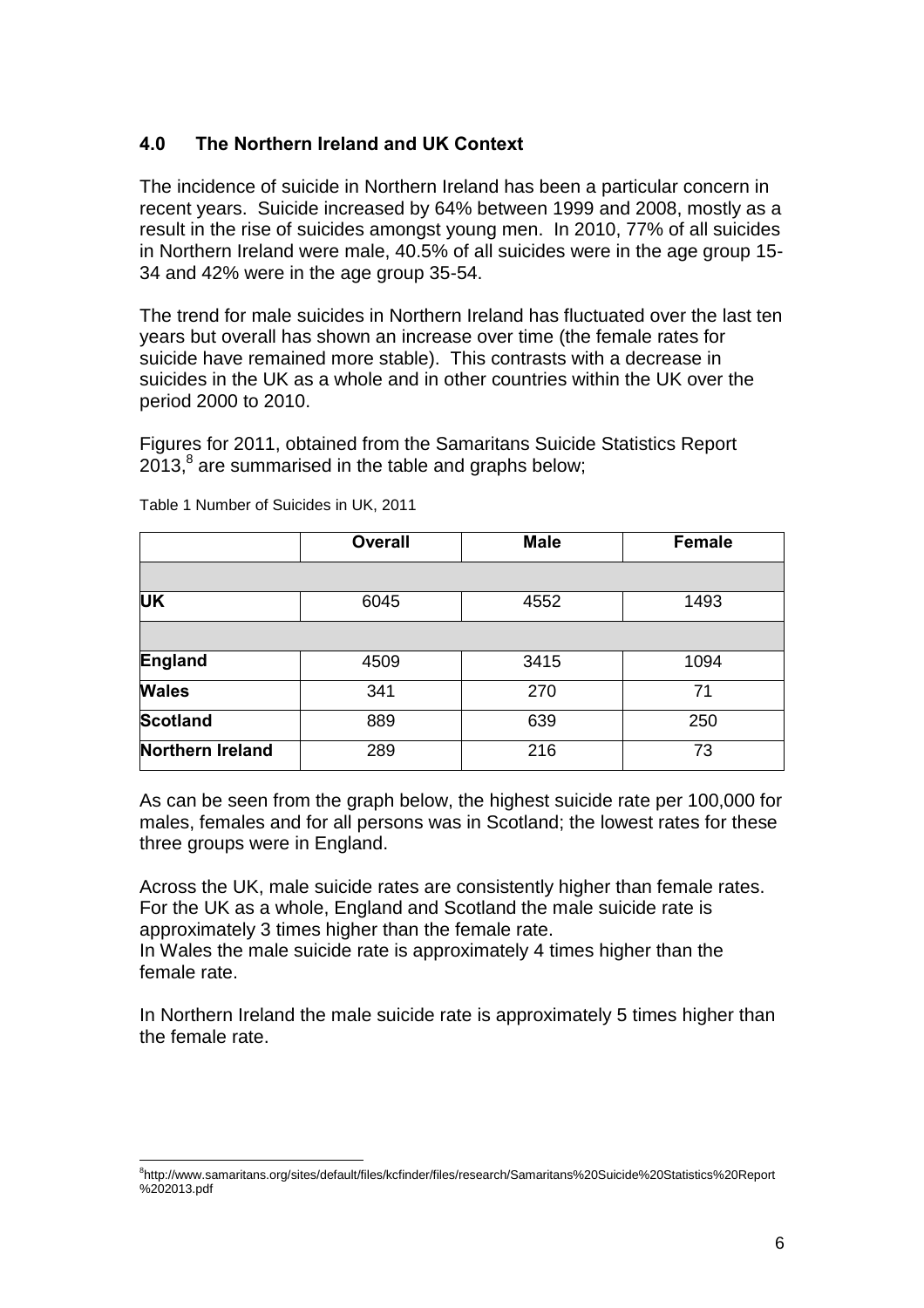## 4.0 The Northern Ireland and UK Context

The incidence of suicide in Northern Ireland has been a particular concern in recent years. Suicide increased by 64% between 1999 and 2008, mostly as a result in the rise of suicides amongst young men. In 2010, 77% of all suicides in Northern Ireland were male, 40.5% of all suicides were in the age group 15-34 and 42% were in the age group 35-54.

The trend for male suicides in Northern Ireland has fluctuated over the last ten years but overall has shown an increase over time (the female rates for suicide have remained more stable). This contrasts with a decrease in suicides in the UK as a whole and in other countries within the UK over the period 2000 to 2010.

Figures for 2011, obtained from the Samaritans Suicide Statistics Report 2013,[8] are summarised in the table and graphs below;

Table 1 Number of Suicides in UK, 2011

| | Overall | Male | Female |
|---|---|---|---|
| | | | |
| **UK** | 6045 | 4552 | 1493 |
| | | | |
| **England** | 4509 | 3415 | 1094 |
| **Wales** | 341 | 270 | 71 |
| **Scotland** | 889 | 639 | 250 |
| **Northern Ireland** | 289 | 216 | 73 |

As can be seen from the graph below, the highest suicide rate per 100,000 for males, females and for all persons was in Scotland; the lowest rates for these three groups were in England.

Across the UK, male suicide rates are consistently higher than female rates. For the UK as a whole, England and Scotland the male suicide rate is approximately 3 times higher than the female rate.
In Wales the male suicide rate is approximately 4 times higher than the female rate.

In Northern Ireland the male suicide rate is approximately 5 times higher than the female rate.

[8] http://www.samaritans.org/sites/default/files/kcfinder/files/research/Samaritans%20Suicide%20Statistics%20Report%202013.pdf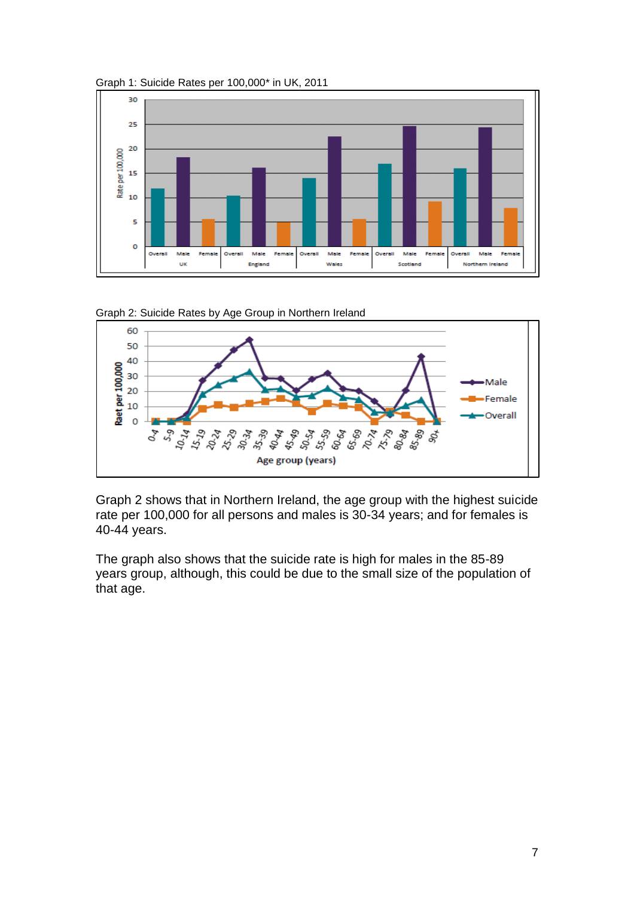Graph 1: Suicide Rates per 100,000* in UK, 2011

Graph 2: Suicide Rates by Age Group in Northern Ireland

Graph 2 shows that in Northern Ireland, the age group with the highest suicide rate per 100,000 for all persons and males is 30-34 years; and for females is 40-44 years.

The graph also shows that the suicide rate is high for males in the 85-89 years group, although, this could be due to the small size of the population of that age.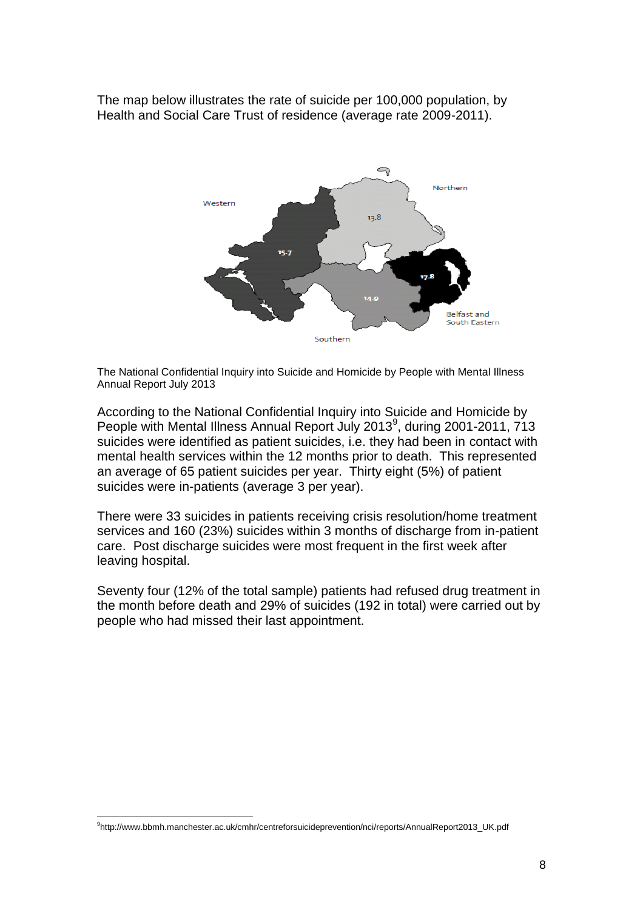The map below illustrates the rate of suicide per 100,000 population, by Health and Social Care Trust of residence (average rate 2009-2011).

The National Confidential Inquiry into Suicide and Homicide by People with Mental Illness Annual Report July 2013

According to the National Confidential Inquiry into Suicide and Homicide by People with Mental Illness Annual Report July 2013[9], during 2001-2011, 713 suicides were identified as patient suicides, i.e. they had been in contact with mental health services within the 12 months prior to death. This represented an average of 65 patient suicides per year. Thirty eight (5%) of patient suicides were in-patients (average 3 per year).

There were 33 suicides in patients receiving crisis resolution/home treatment services and 160 (23%) suicides within 3 months of discharge from in-patient care. Post discharge suicides were most frequent in the first week after leaving hospital.

Seventy four (12% of the total sample) patients had refused drug treatment in the month before death and 29% of suicides (192 in total) were carried out by people who had missed their last appointment.

[9] http://www.bbmh.manchester.ac.uk/cmhr/centreforsuicideprevention/nci/reports/AnnualReport2013_UK.pdf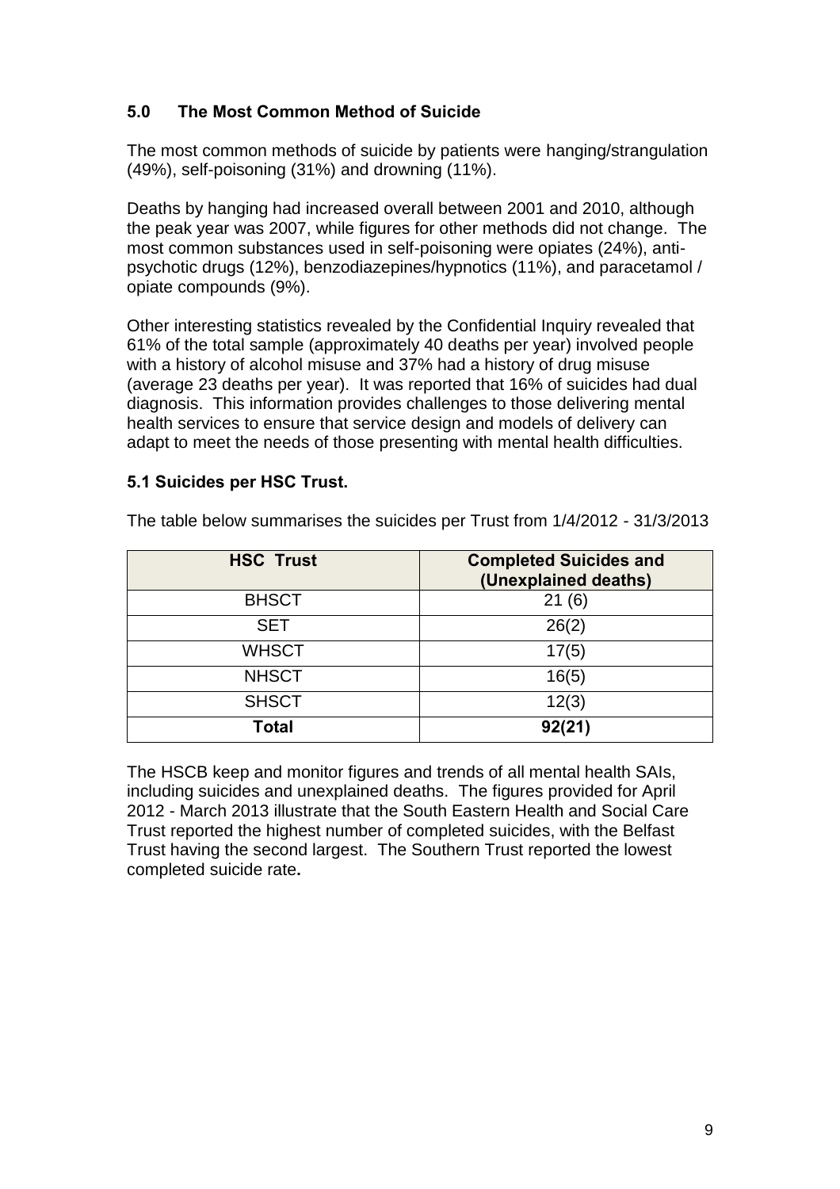## 5.0 The Most Common Method of Suicide

The most common methods of suicide by patients were hanging/strangulation (49%), self-poisoning (31%) and drowning (11%).

Deaths by hanging had increased overall between 2001 and 2010, although the peak year was 2007, while figures for other methods did not change. The most common substances used in self-poisoning were opiates (24%), anti-psychotic drugs (12%), benzodiazepines/hypnotics (11%), and paracetamol / opiate compounds (9%).

Other interesting statistics revealed by the Confidential Inquiry revealed that 61% of the total sample (approximately 40 deaths per year) involved people with a history of alcohol misuse and 37% had a history of drug misuse (average 23 deaths per year). It was reported that 16% of suicides had dual diagnosis. This information provides challenges to those delivering mental health services to ensure that service design and models of delivery can adapt to meet the needs of those presenting with mental health difficulties.

### 5.1 Suicides per HSC Trust.

The table below summarises the suicides per Trust from 1/4/2012 - 31/3/2013

| HSC Trust | Completed Suicides and (Unexplained deaths) |
|---|---|
| BHSCT | 21 (6) |
| SET | 26(2) |
| WHSCT | 17(5) |
| NHSCT | 16(5) |
| SHSCT | 12(3) |
| **Total** | **92(21)** |

The HSCB keep and monitor figures and trends of all mental health SAIs, including suicides and unexplained deaths. The figures provided for April 2012 - March 2013 illustrate that the South Eastern Health and Social Care Trust reported the highest number of completed suicides, with the Belfast Trust having the second largest. The Southern Trust reported the lowest completed suicide rate**.**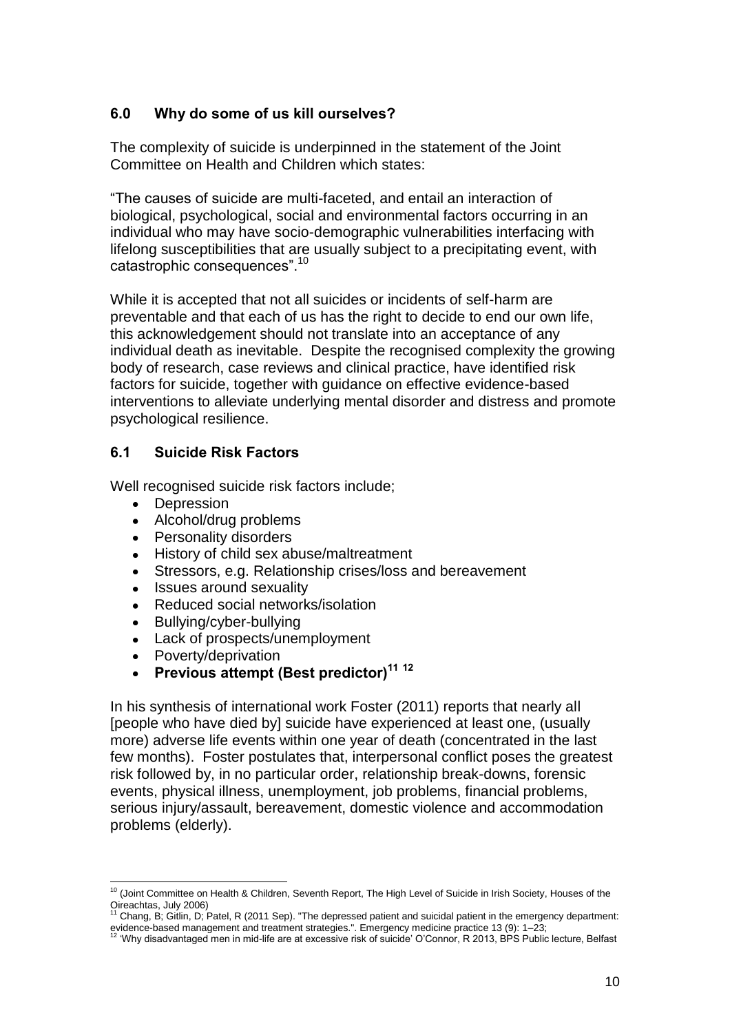## 6.0 Why do some of us kill ourselves?

The complexity of suicide is underpinned in the statement of the Joint Committee on Health and Children which states:

"The causes of suicide are multi-faceted, and entail an interaction of biological, psychological, social and environmental factors occurring in an individual who may have socio-demographic vulnerabilities interfacing with lifelong susceptibilities that are usually subject to a precipitating event, with catastrophic consequences".[10]

While it is accepted that not all suicides or incidents of self-harm are preventable and that each of us has the right to decide to end our own life, this acknowledgement should not translate into an acceptance of any individual death as inevitable. Despite the recognised complexity the growing body of research, case reviews and clinical practice, have identified risk factors for suicide, together with guidance on effective evidence-based interventions to alleviate underlying mental disorder and distress and promote psychological resilience.

### 6.1 Suicide Risk Factors

Well recognised suicide risk factors include;

- Depression
- Alcohol/drug problems
- Personality disorders
- History of child sex abuse/maltreatment
- Stressors, e.g. Relationship crises/loss and bereavement
- Issues around sexuality
- Reduced social networks/isolation
- Bullying/cyber-bullying
- Lack of prospects/unemployment
- Poverty/deprivation
- **Previous attempt (Best predictor)[11] [12]**

In his synthesis of international work Foster (2011) reports that nearly all [people who have died by] suicide have experienced at least one, (usually more) adverse life events within one year of death (concentrated in the last few months). Foster postulates that, interpersonal conflict poses the greatest risk followed by, in no particular order, relationship break-downs, forensic events, physical illness, unemployment, job problems, financial problems, serious injury/assault, bereavement, domestic violence and accommodation problems (elderly).

---

[10] (Joint Committee on Health & Children, Seventh Report, The High Level of Suicide in Irish Society, Houses of the Oireachtas, July 2006)

[11] Chang, B; Gitlin, D; Patel, R (2011 Sep). "The depressed patient and suicidal patient in the emergency department: evidence-based management and treatment strategies.". Emergency medicine practice 13 (9): 1–23;

[12] 'Why disadvantaged men in mid-life are at excessive risk of suicide' O'Connor, R 2013, BPS Public lecture, Belfast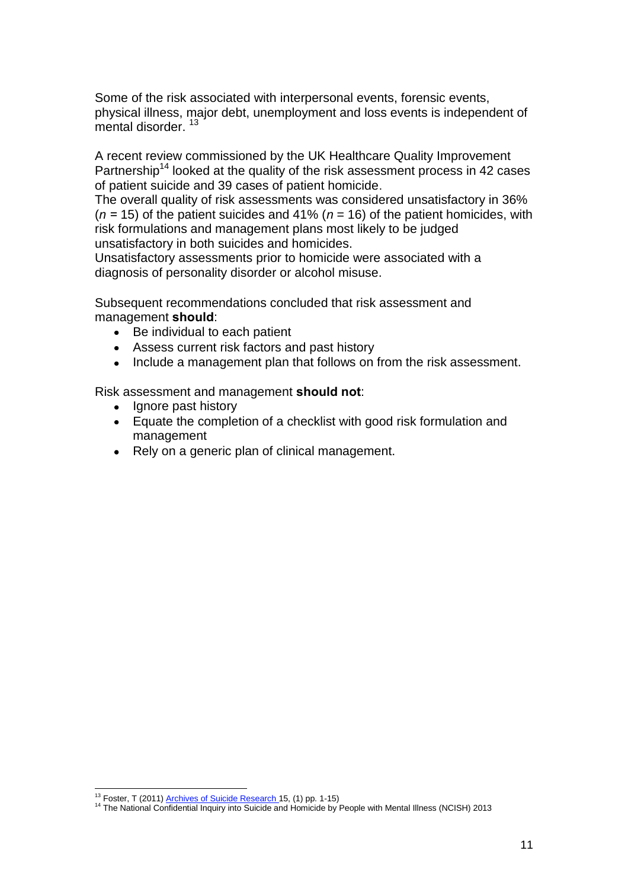Some of the risk associated with interpersonal events, forensic events, physical illness, major debt, unemployment and loss events is independent of mental disorder. [13]

A recent review commissioned by the UK Healthcare Quality Improvement Partnership[14] looked at the quality of the risk assessment process in 42 cases of patient suicide and 39 cases of patient homicide.
The overall quality of risk assessments was considered unsatisfactory in 36% ($n$ = 15) of the patient suicides and 41% ($n$ = 16) of the patient homicides, with risk formulations and management plans most likely to be judged unsatisfactory in both suicides and homicides.
Unsatisfactory assessments prior to homicide were associated with a diagnosis of personality disorder or alcohol misuse.

Subsequent recommendations concluded that risk assessment and management **should**:

- Be individual to each patient
- Assess current risk factors and past history
- Include a management plan that follows on from the risk assessment.

Risk assessment and management **should not**:

- Ignore past history
- Equate the completion of a checklist with good risk formulation and management
- Rely on a generic plan of clinical management.

---

[13] Foster, T (2011) Archives of Suicide Research 15, (1) pp. 1-15)

[14] The National Confidential Inquiry into Suicide and Homicide by People with Mental Illness (NCISH) 2013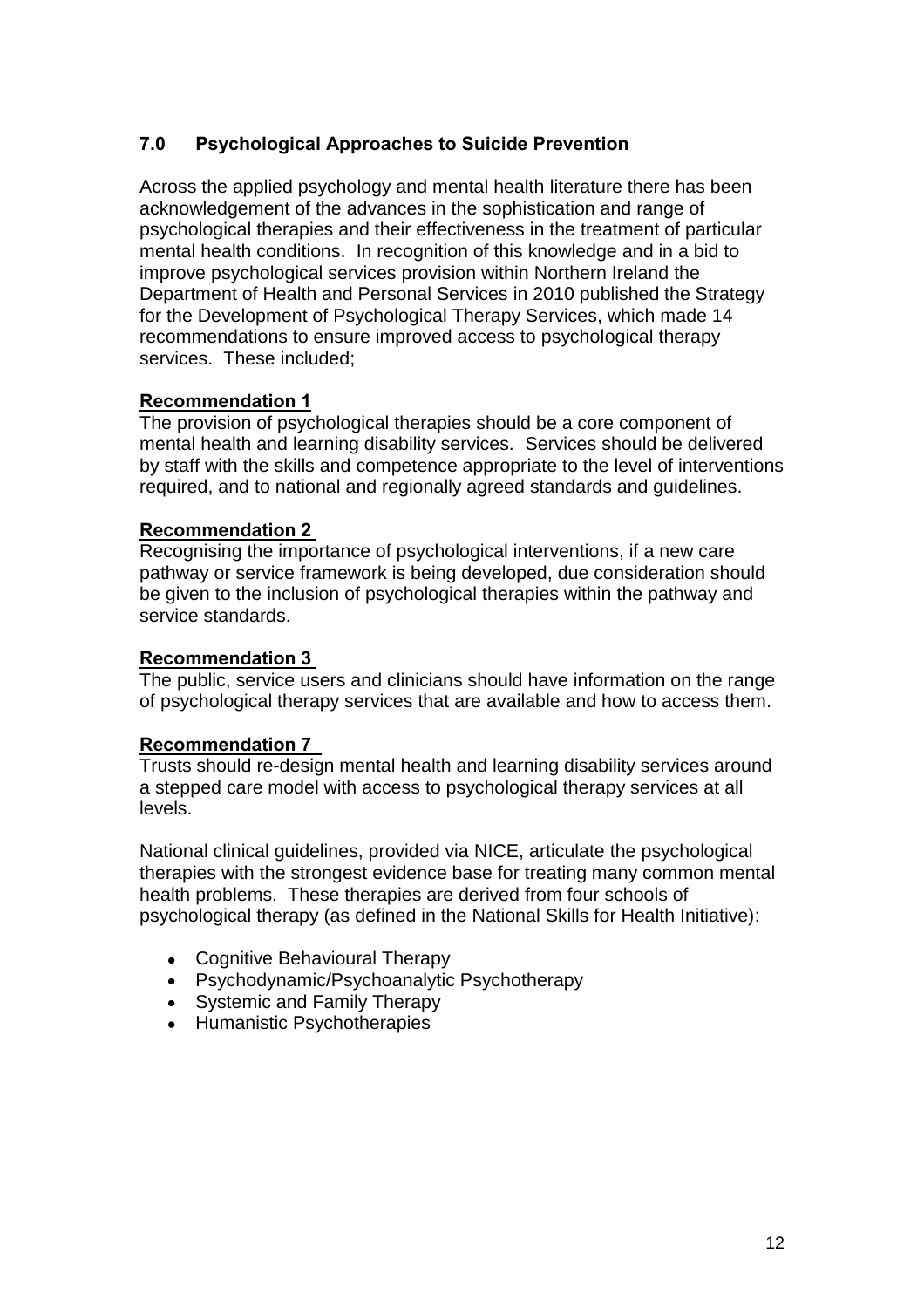## 7.0 Psychological Approaches to Suicide Prevention

Across the applied psychology and mental health literature there has been acknowledgement of the advances in the sophistication and range of psychological therapies and their effectiveness in the treatment of particular mental health conditions. In recognition of this knowledge and in a bid to improve psychological services provision within Northern Ireland the Department of Health and Personal Services in 2010 published the Strategy for the Development of Psychological Therapy Services, which made 14 recommendations to ensure improved access to psychological therapy services. These included;

**Recommendation 1**

The provision of psychological therapies should be a core component of mental health and learning disability services. Services should be delivered by staff with the skills and competence appropriate to the level of interventions required, and to national and regionally agreed standards and guidelines.

**Recommendation 2**

Recognising the importance of psychological interventions, if a new care pathway or service framework is being developed, due consideration should be given to the inclusion of psychological therapies within the pathway and service standards.

**Recommendation 3**

The public, service users and clinicians should have information on the range of psychological therapy services that are available and how to access them.

**Recommendation 7**

Trusts should re-design mental health and learning disability services around a stepped care model with access to psychological therapy services at all levels.

National clinical guidelines, provided via NICE, articulate the psychological therapies with the strongest evidence base for treating many common mental health problems. These therapies are derived from four schools of psychological therapy (as defined in the National Skills for Health Initiative):

- Cognitive Behavioural Therapy
- Psychodynamic/Psychoanalytic Psychotherapy
- Systemic and Family Therapy
- Humanistic Psychotherapies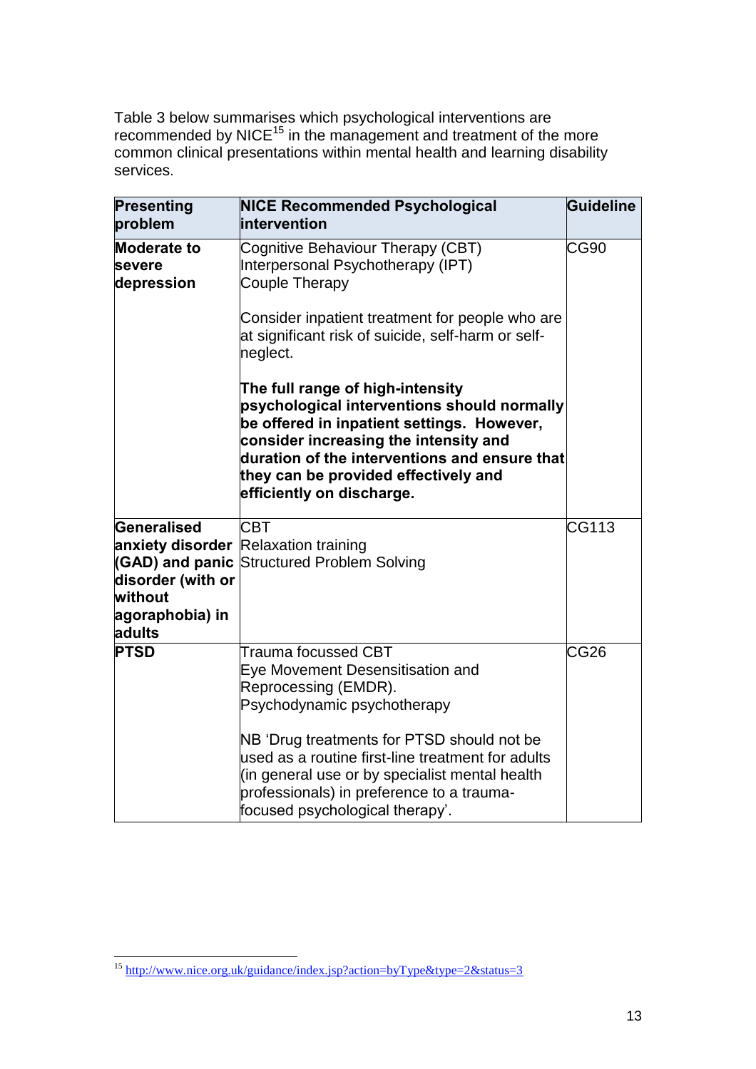Table 3 below summarises which psychological interventions are recommended by NICE[15] in the management and treatment of the more common clinical presentations within mental health and learning disability services.

| Presenting problem | NICE Recommended Psychological intervention | Guideline |
|---|---|---|
| **Moderate to severe depression** | Cognitive Behaviour Therapy (CBT)<br>Interpersonal Psychotherapy (IPT)<br>Couple Therapy<br><br>Consider inpatient treatment for people who are at significant risk of suicide, self-harm or self-neglect.<br><br>**The full range of high-intensity psychological interventions should normally be offered in inpatient settings. However, consider increasing the intensity and duration of the interventions and ensure that they can be provided effectively and efficiently on discharge.** | CG90 |
| **Generalised anxiety disorder (GAD) and panic disorder (with or without agoraphobia) in adults** | CBT<br>Relaxation training<br>Structured Problem Solving | CG113 |
| **PTSD** | Trauma focussed CBT<br>Eye Movement Desensitisation and Reprocessing (EMDR).<br>Psychodynamic psychotherapy<br><br>NB 'Drug treatments for PTSD should not be used as a routine first-line treatment for adults (in general use or by specialist mental health professionals) in preference to a trauma-focused psychological therapy'. | CG26 |

[15] http://www.nice.org.uk/guidance/index.jsp?action=byType&type=2&status=3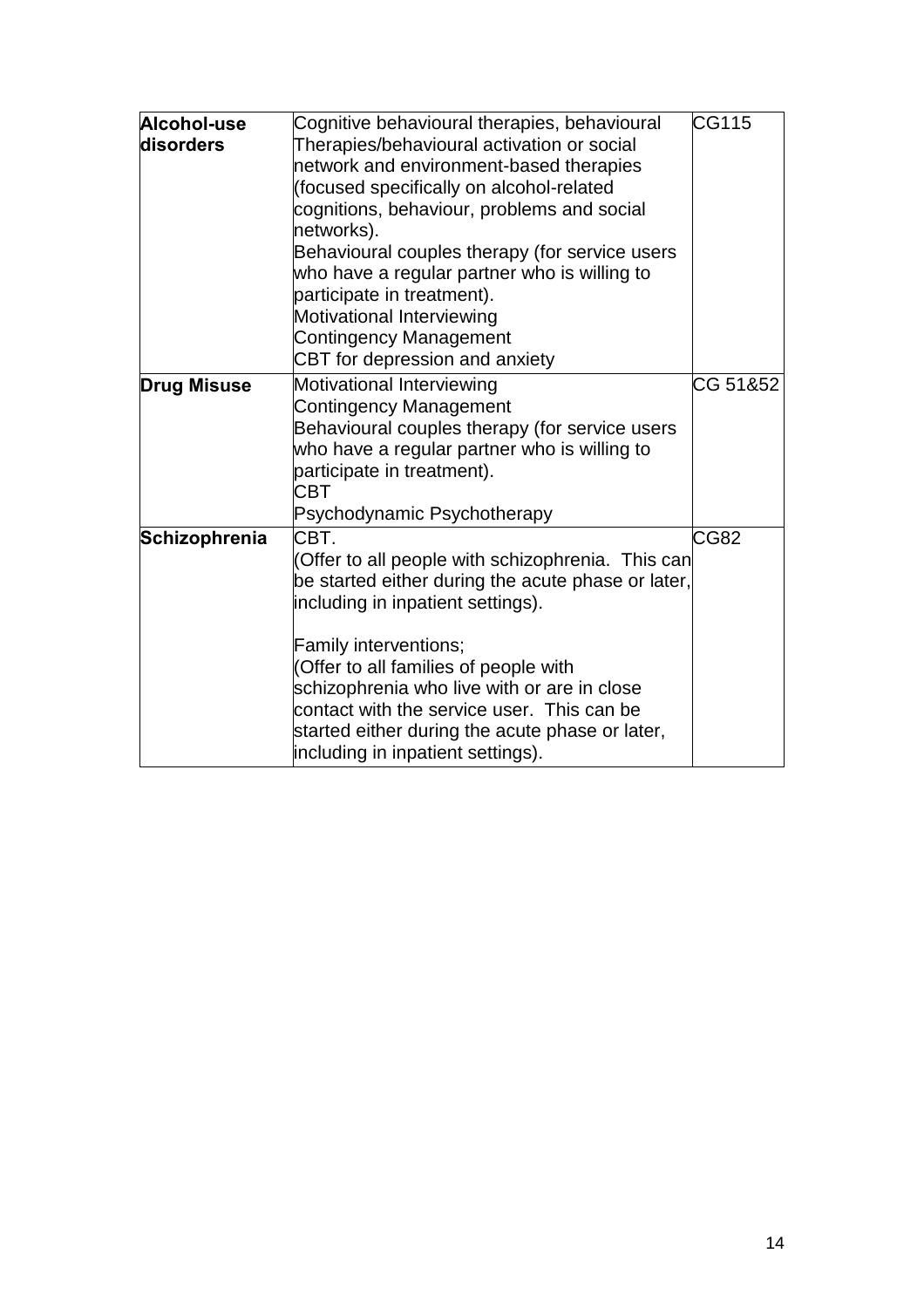| **Alcohol-use disorders** | Cognitive behavioural therapies, behavioural Therapies/behavioural activation or social network and environment-based therapies (focused specifically on alcohol-related cognitions, behaviour, problems and social networks).<br>Behavioural couples therapy (for service users who have a regular partner who is willing to participate in treatment).<br>Motivational Interviewing<br>Contingency Management<br>CBT for depression and anxiety | CG115 |
|---|---|---|
| **Drug Misuse** | Motivational Interviewing<br>Contingency Management<br>Behavioural couples therapy (for service users who have a regular partner who is willing to participate in treatment).<br>CBT<br>Psychodynamic Psychotherapy | CG 51&52 |
| **Schizophrenia** | CBT.<br>(Offer to all people with schizophrenia. This can be started either during the acute phase or later, including in inpatient settings).<br><br>Family interventions;<br>(Offer to all families of people with schizophrenia who live with or are in close contact with the service user. This can be started either during the acute phase or later, including in inpatient settings). | CG82 |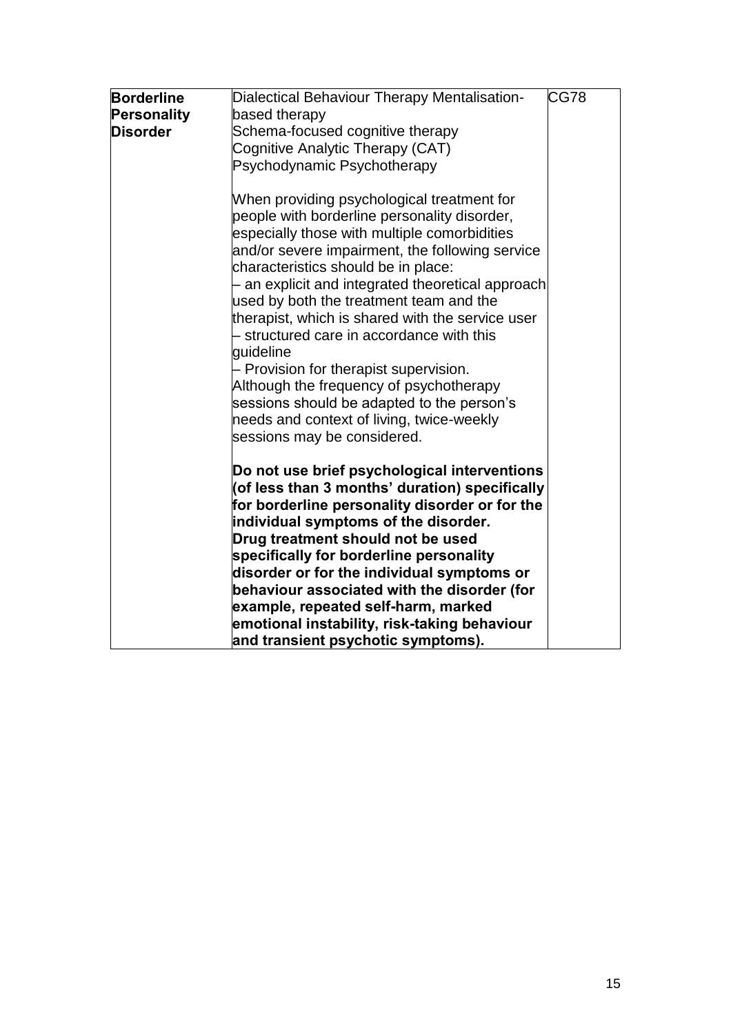| **Borderline Personality Disorder** | Dialectical Behaviour Therapy Mentalisation-based therapy<br>Schema-focused cognitive therapy<br>Cognitive Analytic Therapy (CAT)<br>Psychodynamic Psychotherapy<br><br>When providing psychological treatment for people with borderline personality disorder, especially those with multiple comorbidities and/or severe impairment, the following service characteristics should be in place:<br>– an explicit and integrated theoretical approach used by both the treatment team and the therapist, which is shared with the service user<br>– structured care in accordance with this guideline<br>– Provision for therapist supervision.<br>Although the frequency of psychotherapy sessions should be adapted to the person's needs and context of living, twice-weekly sessions may be considered.<br><br>**Do not use brief psychological interventions (of less than 3 months' duration) specifically for borderline personality disorder or for the individual symptoms of the disorder.**<br>**Drug treatment should not be used specifically for borderline personality disorder or for the individual symptoms or behaviour associated with the disorder (for example, repeated self-harm, marked emotional instability, risk-taking behaviour and transient psychotic symptoms).** | CG78 |
|---|---|---|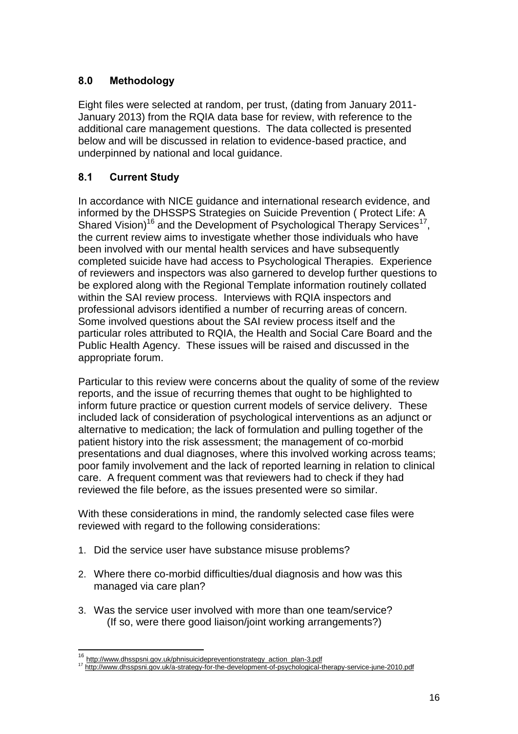## 8.0 Methodology

Eight files were selected at random, per trust, (dating from January 2011-January 2013) from the RQIA data base for review, with reference to the additional care management questions. The data collected is presented below and will be discussed in relation to evidence-based practice, and underpinned by national and local guidance.

## 8.1 Current Study

In accordance with NICE guidance and international research evidence, and informed by the DHSSPS Strategies on Suicide Prevention ( Protect Life: A Shared Vision)[16] and the Development of Psychological Therapy Services[17], the current review aims to investigate whether those individuals who have been involved with our mental health services and have subsequently completed suicide have had access to Psychological Therapies. Experience of reviewers and inspectors was also garnered to develop further questions to be explored along with the Regional Template information routinely collated within the SAI review process. Interviews with RQIA inspectors and professional advisors identified a number of recurring areas of concern. Some involved questions about the SAI review process itself and the particular roles attributed to RQIA, the Health and Social Care Board and the Public Health Agency. These issues will be raised and discussed in the appropriate forum.

Particular to this review were concerns about the quality of some of the review reports, and the issue of recurring themes that ought to be highlighted to inform future practice or question current models of service delivery. These included lack of consideration of psychological interventions as an adjunct or alternative to medication; the lack of formulation and pulling together of the patient history into the risk assessment; the management of co-morbid presentations and dual diagnoses, where this involved working across teams; poor family involvement and the lack of reported learning in relation to clinical care. A frequent comment was that reviewers had to check if they had reviewed the file before, as the issues presented were so similar.

With these considerations in mind, the randomly selected case files were reviewed with regard to the following considerations:

1. Did the service user have substance misuse problems?
2. Where there co-morbid difficulties/dual diagnosis and how was this managed via care plan?
3. Was the service user involved with more than one team/service? (If so, were there good liaison/joint working arrangements?)

---

[16] http://www.dhsspsni.gov.uk/phnisuicidepreventionstrategy_action_plan-3.pdf

[17] http://www.dhsspsni.gov.uk/a-strategy-for-the-development-of-psychological-therapy-service-june-2010.pdf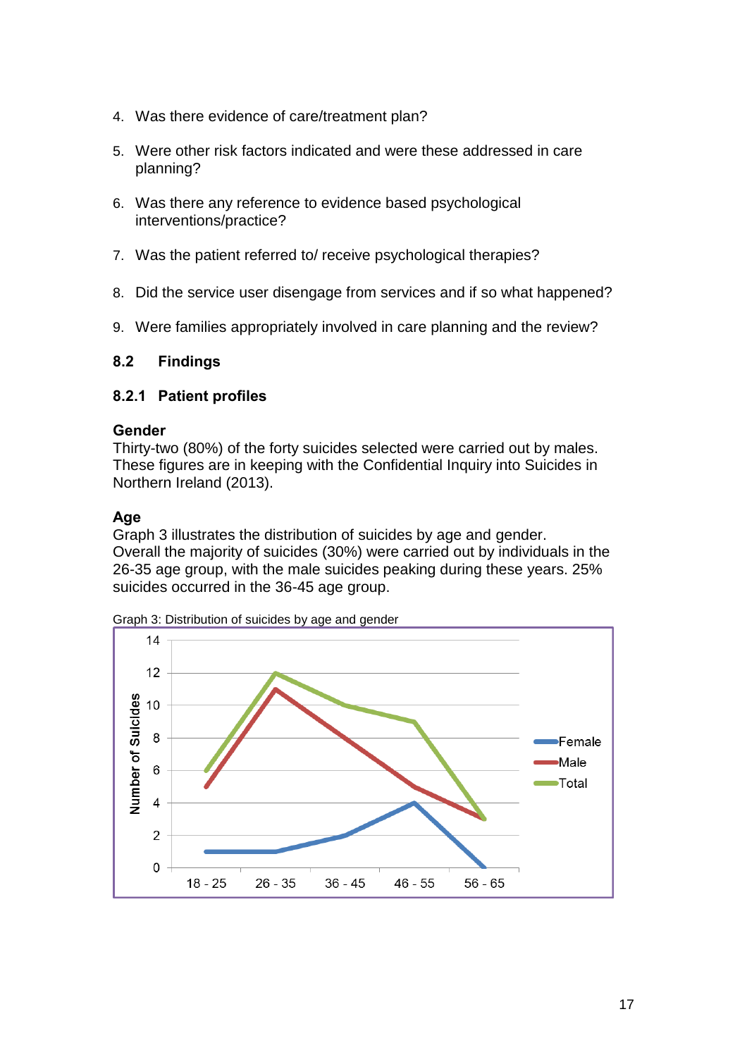4. Was there evidence of care/treatment plan?

5. Were other risk factors indicated and were these addressed in care planning?

6. Was there any reference to evidence based psychological interventions/practice?

7. Was the patient referred to/ receive psychological therapies?

8. Did the service user disengage from services and if so what happened?

9. Were families appropriately involved in care planning and the review?

### 8.2 Findings

#### 8.2.1 Patient profiles

**Gender**
Thirty-two (80%) of the forty suicides selected were carried out by males. These figures are in keeping with the Confidential Inquiry into Suicides in Northern Ireland (2013).

**Age**
Graph 3 illustrates the distribution of suicides by age and gender. Overall the majority of suicides (30%) were carried out by individuals in the 26-35 age group, with the male suicides peaking during these years. 25% suicides occurred in the 36-45 age group.

Graph 3: Distribution of suicides by age and gender

| Age group | Female | Male | Total |
|---|---|---|---|
| 18 - 25 | 1 | 5 | 6 |
| 26 - 35 | 1 | 11 | 12 |
| 36 - 45 | 2 | 8 | 10 |
| 46 - 55 | 4 | 5 | 9 |
| 56 - 65 | 0 | 3 | 3 |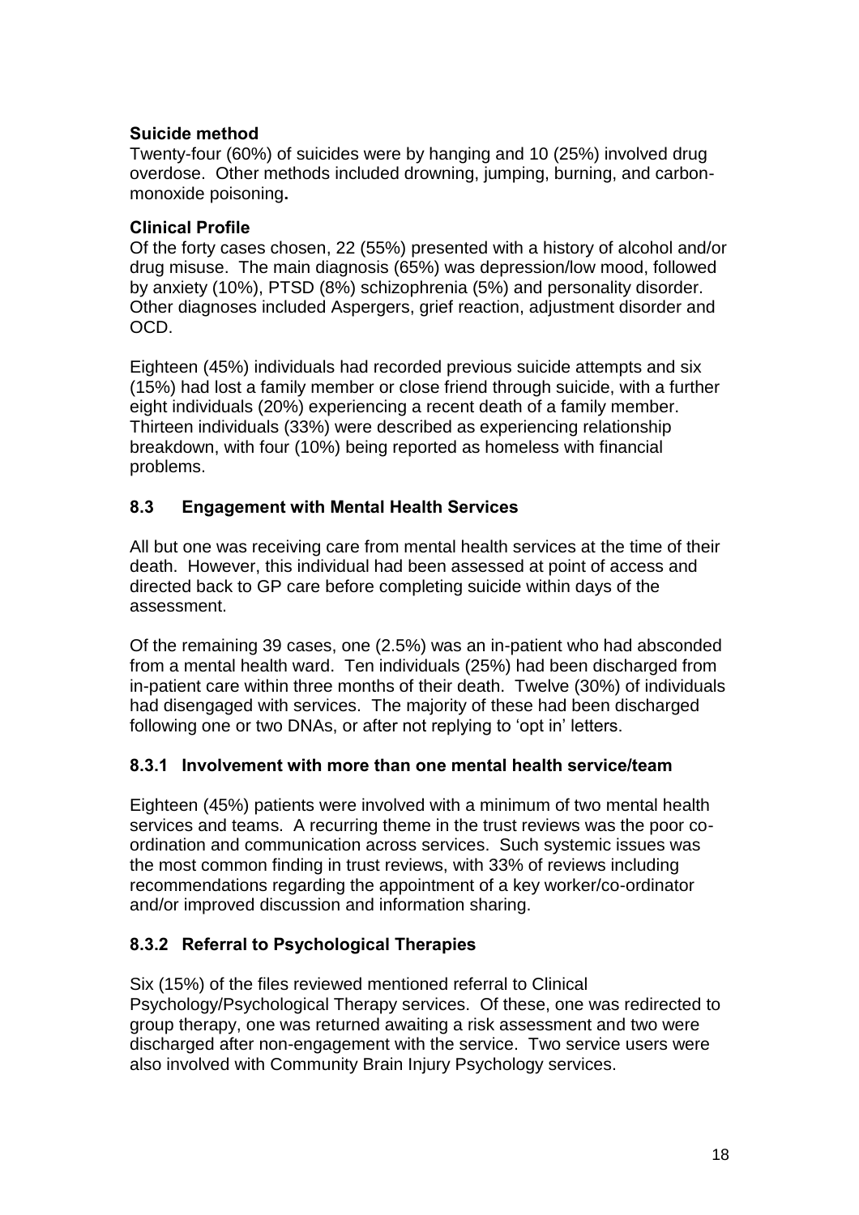**Suicide method**

Twenty-four (60%) of suicides were by hanging and 10 (25%) involved drug overdose. Other methods included drowning, jumping, burning, and carbon-monoxide poisoning**.**

**Clinical Profile**

Of the forty cases chosen, 22 (55%) presented with a history of alcohol and/or drug misuse. The main diagnosis (65%) was depression/low mood, followed by anxiety (10%), PTSD (8%) schizophrenia (5%) and personality disorder. Other diagnoses included Aspergers, grief reaction, adjustment disorder and OCD.

Eighteen (45%) individuals had recorded previous suicide attempts and six (15%) had lost a family member or close friend through suicide, with a further eight individuals (20%) experiencing a recent death of a family member. Thirteen individuals (33%) were described as experiencing relationship breakdown, with four (10%) being reported as homeless with financial problems.

## 8.3 Engagement with Mental Health Services

All but one was receiving care from mental health services at the time of their death. However, this individual had been assessed at point of access and directed back to GP care before completing suicide within days of the assessment.

Of the remaining 39 cases, one (2.5%) was an in-patient who had absconded from a mental health ward. Ten individuals (25%) had been discharged from in-patient care within three months of their death. Twelve (30%) of individuals had disengaged with services. The majority of these had been discharged following one or two DNAs, or after not replying to 'opt in' letters.

### 8.3.1 Involvement with more than one mental health service/team

Eighteen (45%) patients were involved with a minimum of two mental health services and teams. A recurring theme in the trust reviews was the poor co-ordination and communication across services. Such systemic issues was the most common finding in trust reviews, with 33% of reviews including recommendations regarding the appointment of a key worker/co-ordinator and/or improved discussion and information sharing.

### 8.3.2 Referral to Psychological Therapies

Six (15%) of the files reviewed mentioned referral to Clinical Psychology/Psychological Therapy services. Of these, one was redirected to group therapy, one was returned awaiting a risk assessment and two were discharged after non-engagement with the service. Two service users were also involved with Community Brain Injury Psychology services.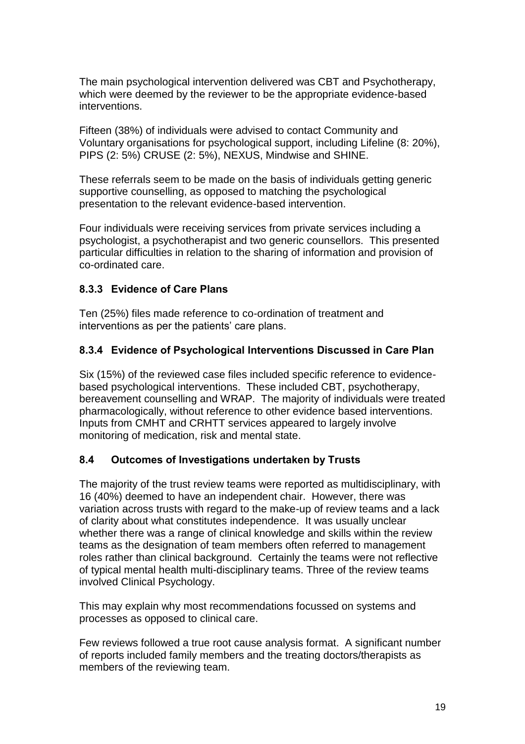The main psychological intervention delivered was CBT and Psychotherapy, which were deemed by the reviewer to be the appropriate evidence-based interventions.

Fifteen (38%) of individuals were advised to contact Community and Voluntary organisations for psychological support, including Lifeline (8: 20%), PIPS (2: 5%) CRUSE (2: 5%), NEXUS, Mindwise and SHINE.

These referrals seem to be made on the basis of individuals getting generic supportive counselling, as opposed to matching the psychological presentation to the relevant evidence-based intervention.

Four individuals were receiving services from private services including a psychologist, a psychotherapist and two generic counsellors. This presented particular difficulties in relation to the sharing of information and provision of co-ordinated care.

### 8.3.3 Evidence of Care Plans

Ten (25%) files made reference to co-ordination of treatment and interventions as per the patients' care plans.

### 8.3.4 Evidence of Psychological Interventions Discussed in Care Plan

Six (15%) of the reviewed case files included specific reference to evidence-based psychological interventions. These included CBT, psychotherapy, bereavement counselling and WRAP. The majority of individuals were treated pharmacologically, without reference to other evidence based interventions. Inputs from CMHT and CRHTT services appeared to largely involve monitoring of medication, risk and mental state.

## 8.4 Outcomes of Investigations undertaken by Trusts

The majority of the trust review teams were reported as multidisciplinary, with 16 (40%) deemed to have an independent chair. However, there was variation across trusts with regard to the make-up of review teams and a lack of clarity about what constitutes independence. It was usually unclear whether there was a range of clinical knowledge and skills within the review teams as the designation of team members often referred to management roles rather than clinical background. Certainly the teams were not reflective of typical mental health multi-disciplinary teams. Three of the review teams involved Clinical Psychology.

This may explain why most recommendations focussed on systems and processes as opposed to clinical care.

Few reviews followed a true root cause analysis format. A significant number of reports included family members and the treating doctors/therapists as members of the reviewing team.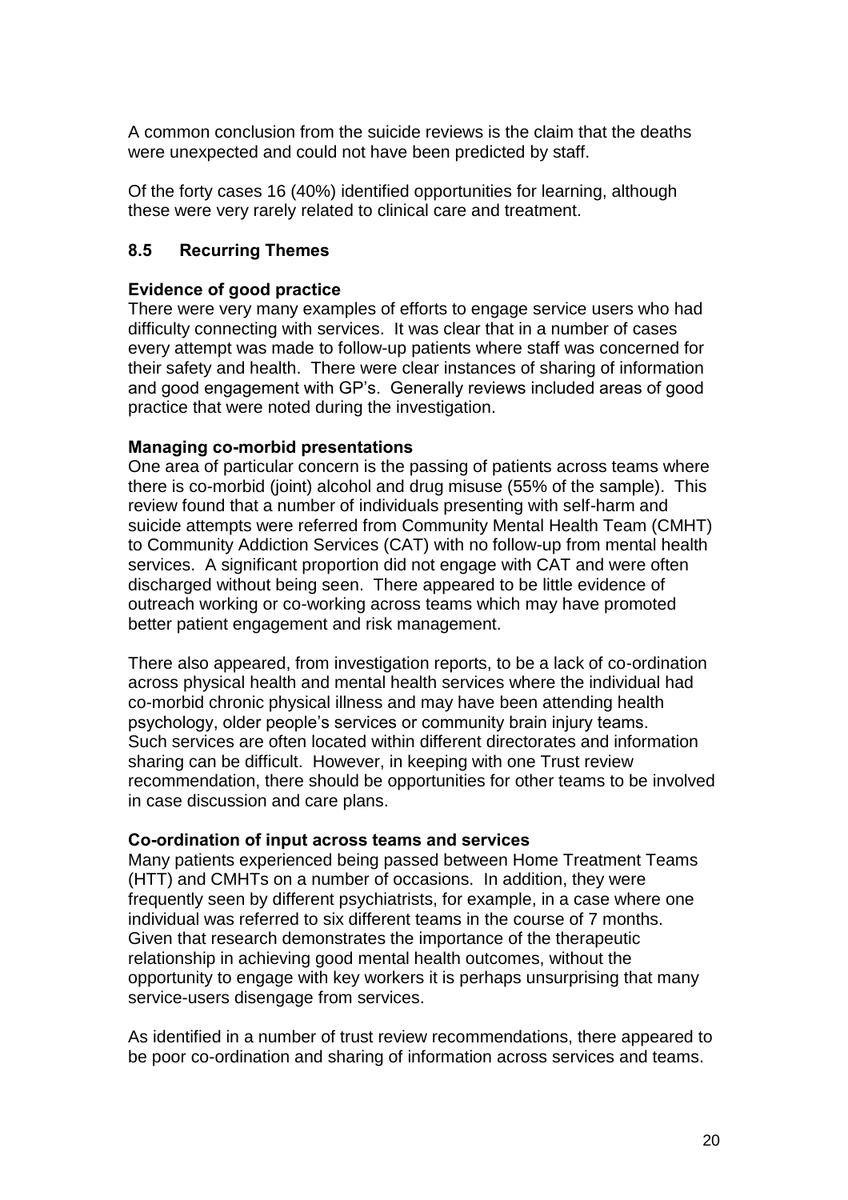A common conclusion from the suicide reviews is the claim that the deaths were unexpected and could not have been predicted by staff.

Of the forty cases 16 (40%) identified opportunities for learning, although these were very rarely related to clinical care and treatment.

## 8.5 Recurring Themes

**Evidence of good practice**

There were very many examples of efforts to engage service users who had difficulty connecting with services. It was clear that in a number of cases every attempt was made to follow-up patients where staff was concerned for their safety and health. There were clear instances of sharing of information and good engagement with GP's. Generally reviews included areas of good practice that were noted during the investigation.

**Managing co-morbid presentations**

One area of particular concern is the passing of patients across teams where there is co-morbid (joint) alcohol and drug misuse (55% of the sample). This review found that a number of individuals presenting with self-harm and suicide attempts were referred from Community Mental Health Team (CMHT) to Community Addiction Services (CAT) with no follow-up from mental health services. A significant proportion did not engage with CAT and were often discharged without being seen. There appeared to be little evidence of outreach working or co-working across teams which may have promoted better patient engagement and risk management.

There also appeared, from investigation reports, to be a lack of co-ordination across physical health and mental health services where the individual had co-morbid chronic physical illness and may have been attending health psychology, older people's services or community brain injury teams. Such services are often located within different directorates and information sharing can be difficult. However, in keeping with one Trust review recommendation, there should be opportunities for other teams to be involved in case discussion and care plans.

**Co-ordination of input across teams and services**

Many patients experienced being passed between Home Treatment Teams (HTT) and CMHTs on a number of occasions. In addition, they were frequently seen by different psychiatrists, for example, in a case where one individual was referred to six different teams in the course of 7 months. Given that research demonstrates the importance of the therapeutic relationship in achieving good mental health outcomes, without the opportunity to engage with key workers it is perhaps unsurprising that many service-users disengage from services.

As identified in a number of trust review recommendations, there appeared to be poor co-ordination and sharing of information across services and teams.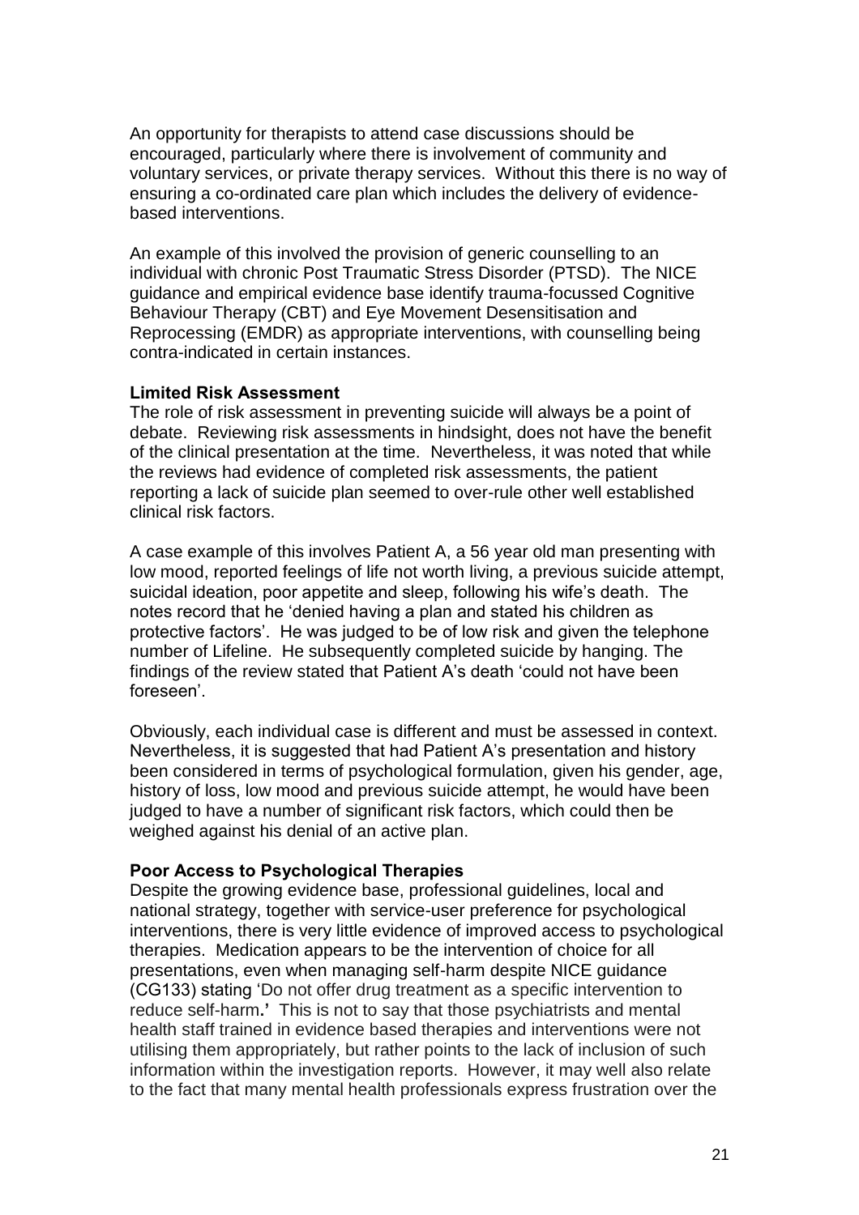An opportunity for therapists to attend case discussions should be encouraged, particularly where there is involvement of community and voluntary services, or private therapy services. Without this there is no way of ensuring a co-ordinated care plan which includes the delivery of evidence-based interventions.

An example of this involved the provision of generic counselling to an individual with chronic Post Traumatic Stress Disorder (PTSD). The NICE guidance and empirical evidence base identify trauma-focussed Cognitive Behaviour Therapy (CBT) and Eye Movement Desensitisation and Reprocessing (EMDR) as appropriate interventions, with counselling being contra-indicated in certain instances.

**Limited Risk Assessment**

The role of risk assessment in preventing suicide will always be a point of debate. Reviewing risk assessments in hindsight, does not have the benefit of the clinical presentation at the time. Nevertheless, it was noted that while the reviews had evidence of completed risk assessments, the patient reporting a lack of suicide plan seemed to over-rule other well established clinical risk factors.

A case example of this involves Patient A, a 56 year old man presenting with low mood, reported feelings of life not worth living, a previous suicide attempt, suicidal ideation, poor appetite and sleep, following his wife's death. The notes record that he 'denied having a plan and stated his children as protective factors'. He was judged to be of low risk and given the telephone number of Lifeline. He subsequently completed suicide by hanging. The findings of the review stated that Patient A's death 'could not have been foreseen'.

Obviously, each individual case is different and must be assessed in context. Nevertheless, it is suggested that had Patient A's presentation and history been considered in terms of psychological formulation, given his gender, age, history of loss, low mood and previous suicide attempt, he would have been judged to have a number of significant risk factors, which could then be weighed against his denial of an active plan.

**Poor Access to Psychological Therapies**

Despite the growing evidence base, professional guidelines, local and national strategy, together with service-user preference for psychological interventions, there is very little evidence of improved access to psychological therapies. Medication appears to be the intervention of choice for all presentations, even when managing self-harm despite NICE guidance (CG133) stating 'Do not offer drug treatment as a specific intervention to reduce self-harm**.'** This is not to say that those psychiatrists and mental health staff trained in evidence based therapies and interventions were not utilising them appropriately, but rather points to the lack of inclusion of such information within the investigation reports. However, it may well also relate to the fact that many mental health professionals express frustration over the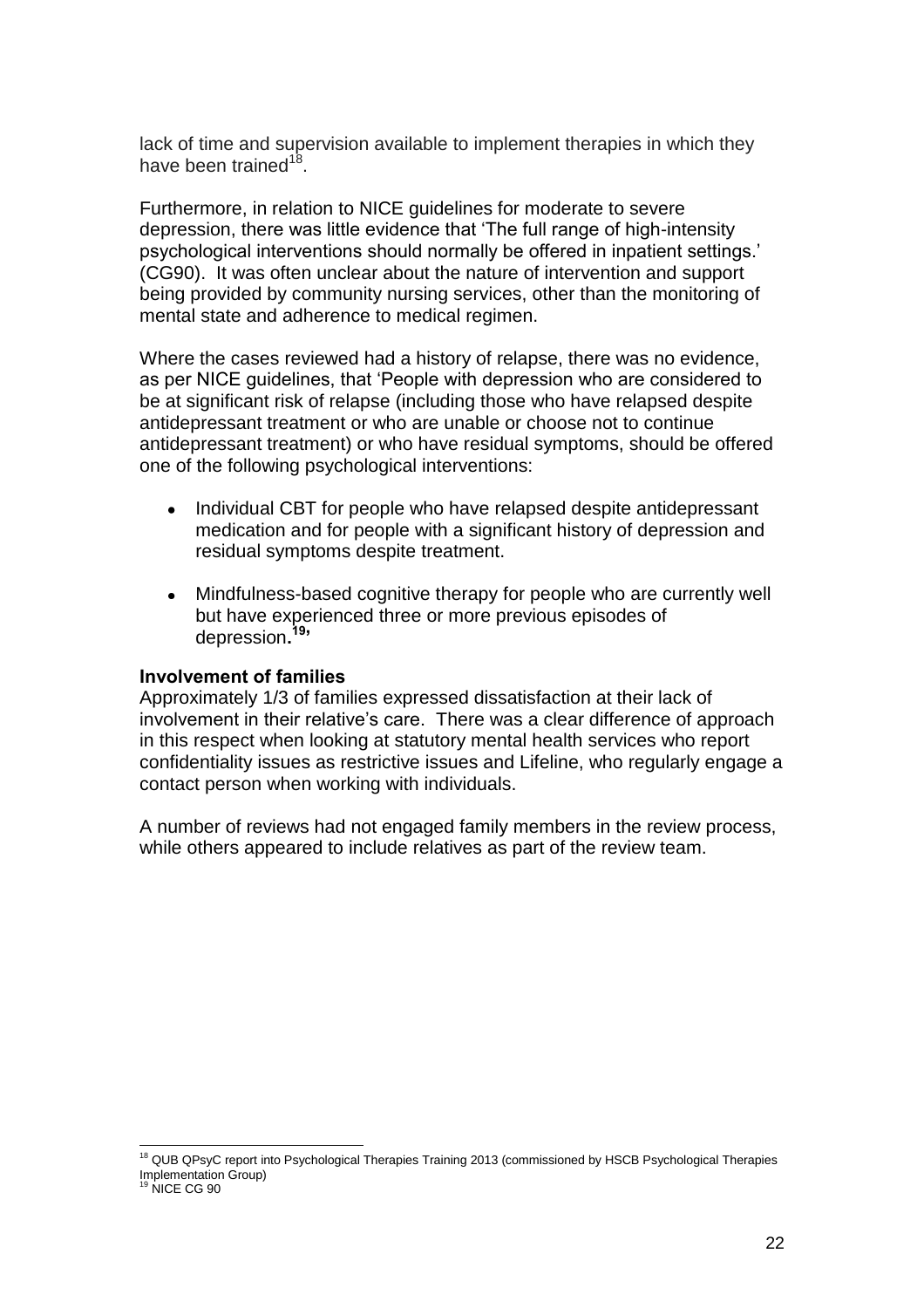lack of time and supervision available to implement therapies in which they have been trained[18].

Furthermore, in relation to NICE guidelines for moderate to severe depression, there was little evidence that 'The full range of high-intensity psychological interventions should normally be offered in inpatient settings.' (CG90). It was often unclear about the nature of intervention and support being provided by community nursing services, other than the monitoring of mental state and adherence to medical regimen.

Where the cases reviewed had a history of relapse, there was no evidence, as per NICE guidelines, that 'People with depression who are considered to be at significant risk of relapse (including those who have relapsed despite antidepressant treatment or who are unable or choose not to continue antidepressant treatment) or who have residual symptoms, should be offered one of the following psychological interventions:

- Individual CBT for people who have relapsed despite antidepressant medication and for people with a significant history of depression and residual symptoms despite treatment.
- Mindfulness-based cognitive therapy for people who are currently well but have experienced three or more previous episodes of depression.[19]'

**Involvement of families**

Approximately 1/3 of families expressed dissatisfaction at their lack of involvement in their relative's care. There was a clear difference of approach in this respect when looking at statutory mental health services who report confidentiality issues as restrictive issues and Lifeline, who regularly engage a contact person when working with individuals.

A number of reviews had not engaged family members in the review process, while others appeared to include relatives as part of the review team.

---

[18] QUB QPsyC report into Psychological Therapies Training 2013 (commissioned by HSCB Psychological Therapies Implementation Group)

[19] NICE CG 90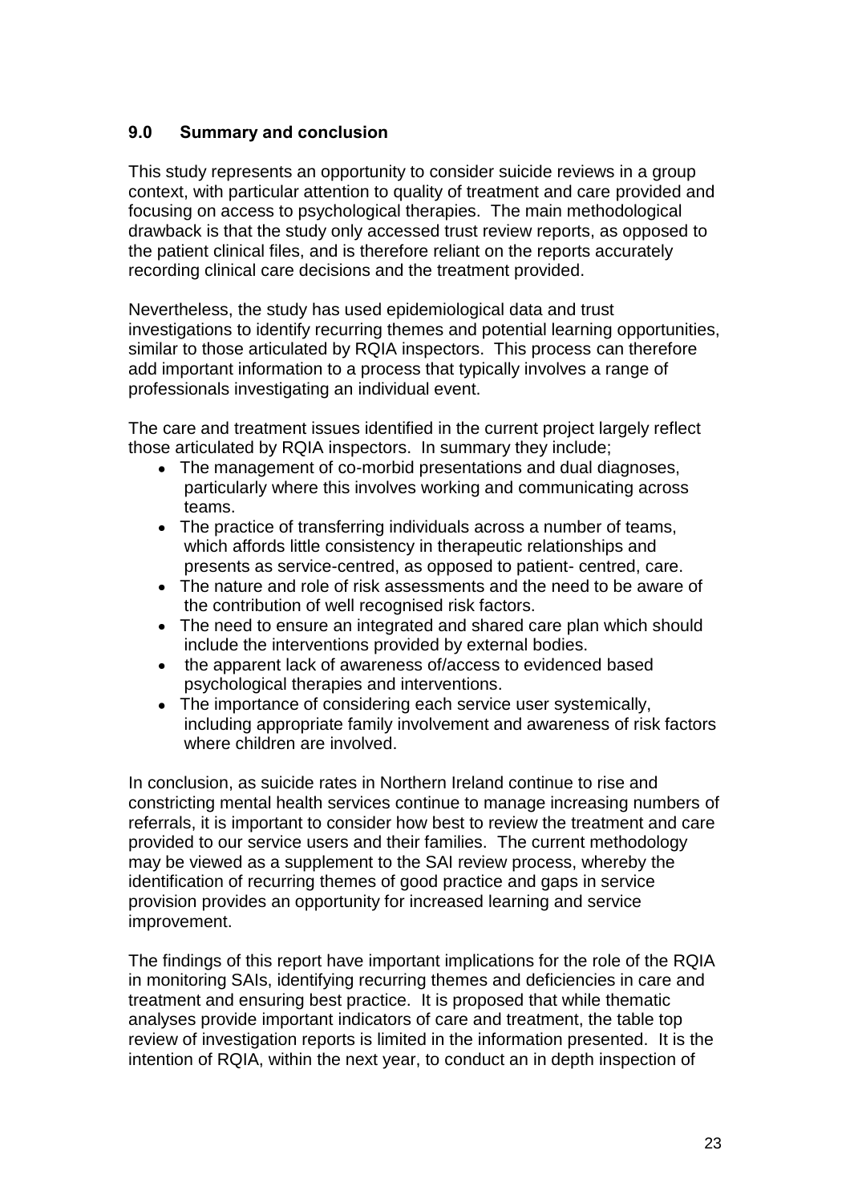## 9.0 Summary and conclusion

This study represents an opportunity to consider suicide reviews in a group context, with particular attention to quality of treatment and care provided and focusing on access to psychological therapies. The main methodological drawback is that the study only accessed trust review reports, as opposed to the patient clinical files, and is therefore reliant on the reports accurately recording clinical care decisions and the treatment provided.

Nevertheless, the study has used epidemiological data and trust investigations to identify recurring themes and potential learning opportunities, similar to those articulated by RQIA inspectors. This process can therefore add important information to a process that typically involves a range of professionals investigating an individual event.

The care and treatment issues identified in the current project largely reflect those articulated by RQIA inspectors. In summary they include;

- The management of co-morbid presentations and dual diagnoses, particularly where this involves working and communicating across teams.
- The practice of transferring individuals across a number of teams, which affords little consistency in therapeutic relationships and presents as service-centred, as opposed to patient- centred, care.
- The nature and role of risk assessments and the need to be aware of the contribution of well recognised risk factors.
- The need to ensure an integrated and shared care plan which should include the interventions provided by external bodies.
- the apparent lack of awareness of/access to evidenced based psychological therapies and interventions.
- The importance of considering each service user systemically, including appropriate family involvement and awareness of risk factors where children are involved.

In conclusion, as suicide rates in Northern Ireland continue to rise and constricting mental health services continue to manage increasing numbers of referrals, it is important to consider how best to review the treatment and care provided to our service users and their families. The current methodology may be viewed as a supplement to the SAI review process, whereby the identification of recurring themes of good practice and gaps in service provision provides an opportunity for increased learning and service improvement.

The findings of this report have important implications for the role of the RQIA in monitoring SAIs, identifying recurring themes and deficiencies in care and treatment and ensuring best practice. It is proposed that while thematic analyses provide important indicators of care and treatment, the table top review of investigation reports is limited in the information presented. It is the intention of RQIA, within the next year, to conduct an in depth inspection of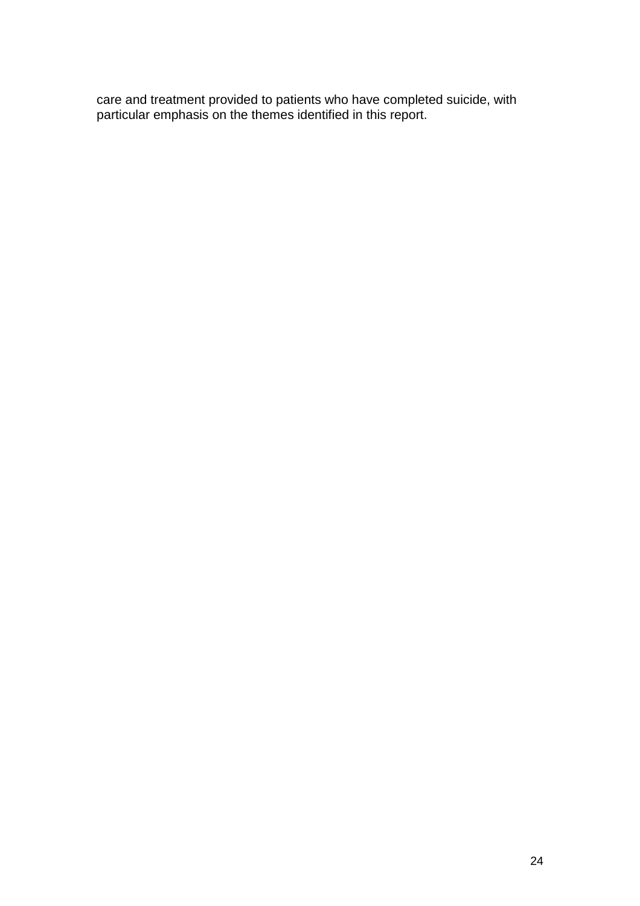care and treatment provided to patients who have completed suicide, with particular emphasis on the themes identified in this report.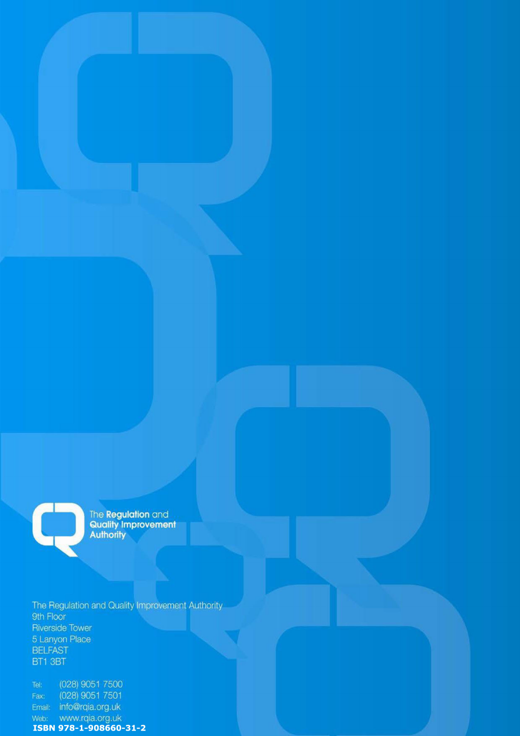The **Regulation** and **Quality Improvement Authority**

The Regulation and Quality Improvement Authority
9th Floor
Riverside Tower
5 Lanyon Place
BELFAST
BT1 3BT

Tel: (028) 9051 7500
Fax: (028) 9051 7501
Email: info@rqia.org.uk
Web: www.rqia.org.uk

**ISBN 978-1-908660-31-2**